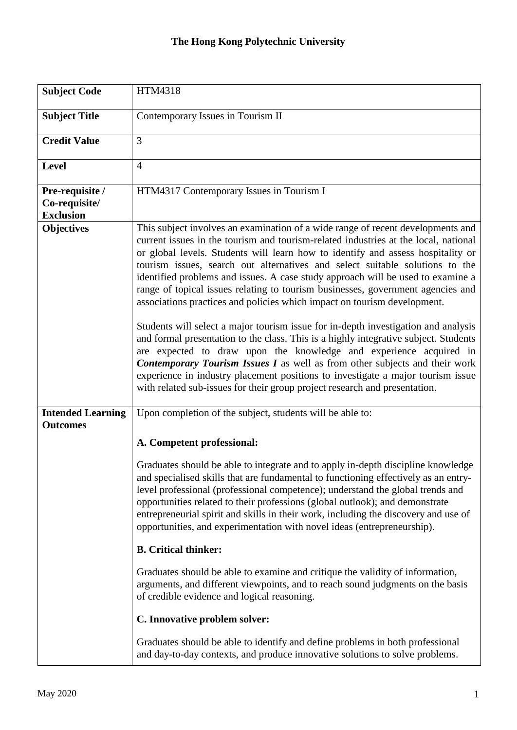**The Hong Kong Polytechnic University**

| | |
|---|---|
| **Subject Code** | HTM4318 |
| **Subject Title** | Contemporary Issues in Tourism II |
| **Credit Value** | 3 |
| **Level** | 4 |
| **Pre-requisite / Co-requisite/ Exclusion** | HTM4317 Contemporary Issues in Tourism I |
| **Objectives** | This subject involves an examination of a wide range of recent developments and current issues in the tourism and tourism-related industries at the local, national or global levels. Students will learn how to identify and assess hospitality or tourism issues, search out alternatives and select suitable solutions to the identified problems and issues. A case study approach will be used to examine a range of topical issues relating to tourism businesses, government agencies and associations practices and policies which impact on tourism development.<br><br>Students will select a major tourism issue for in-depth investigation and analysis and formal presentation to the class. This is a highly integrative subject. Students are expected to draw upon the knowledge and experience acquired in ***Contemporary Tourism Issues I*** as well as from other subjects and their work experience in industry placement positions to investigate a major tourism issue with related sub-issues for their group project research and presentation. |
| **Intended Learning Outcomes** | Upon completion of the subject, students will be able to:<br><br>**A. Competent professional:**<br><br>Graduates should be able to integrate and to apply in-depth discipline knowledge and specialised skills that are fundamental to functioning effectively as an entry-level professional (professional competence); understand the global trends and opportunities related to their professions (global outlook); and demonstrate entrepreneurial spirit and skills in their work, including the discovery and use of opportunities, and experimentation with novel ideas (entrepreneurship).<br><br>**B. Critical thinker:**<br><br>Graduates should be able to examine and critique the validity of information, arguments, and different viewpoints, and to reach sound judgments on the basis of credible evidence and logical reasoning.<br><br>**C. Innovative problem solver:**<br><br>Graduates should be able to identify and define problems in both professional and day-to-day contexts, and produce innovative solutions to solve problems. |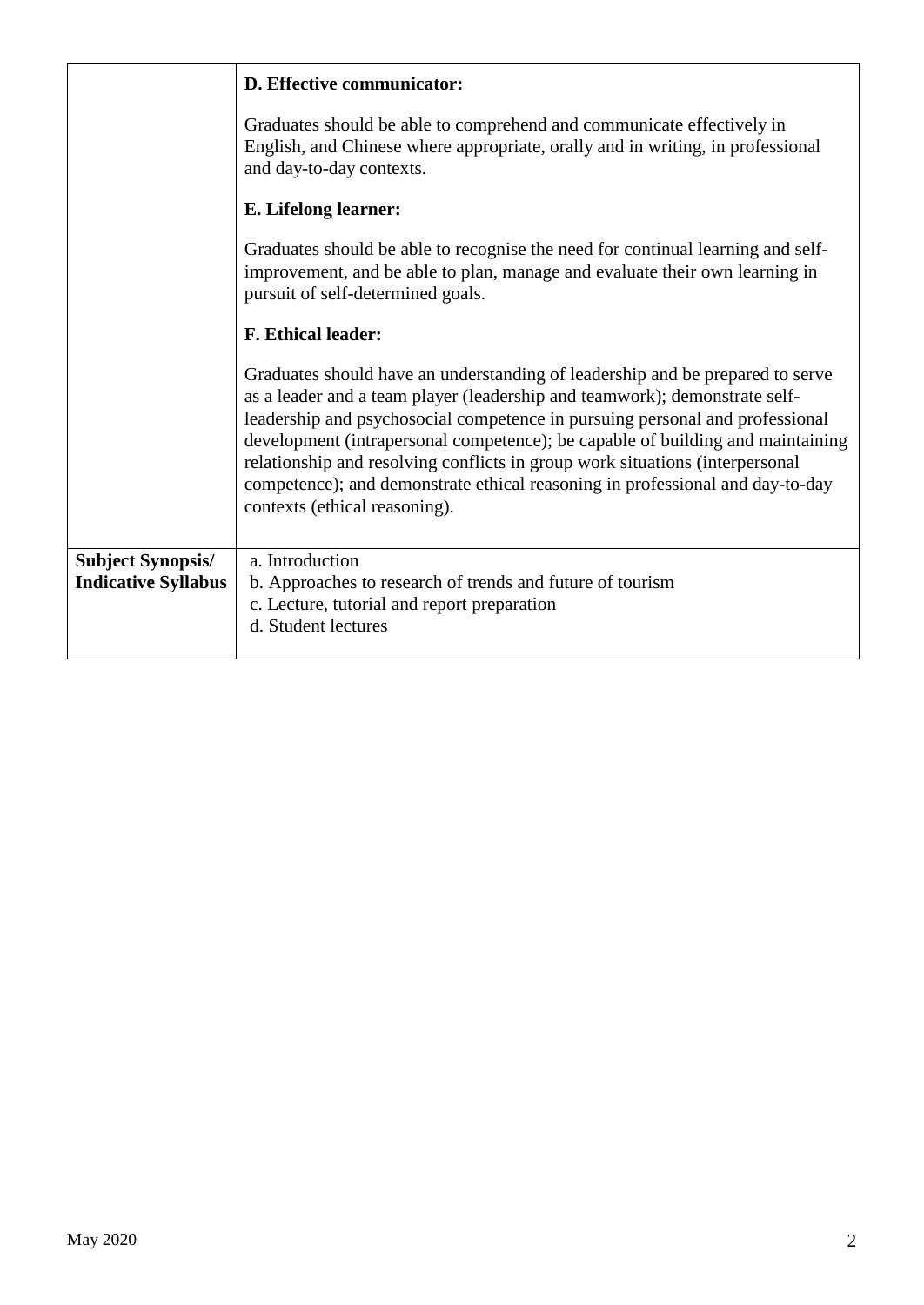| | |
|---|---|
| | **D. Effective communicator:**<br><br>Graduates should be able to comprehend and communicate effectively in English, and Chinese where appropriate, orally and in writing, in professional and day-to-day contexts.<br><br>**E. Lifelong learner:**<br><br>Graduates should be able to recognise the need for continual learning and self-improvement, and be able to plan, manage and evaluate their own learning in pursuit of self-determined goals.<br><br>**F. Ethical leader:**<br><br>Graduates should have an understanding of leadership and be prepared to serve as a leader and a team player (leadership and teamwork); demonstrate self-leadership and psychosocial competence in pursuing personal and professional development (intrapersonal competence); be capable of building and maintaining relationship and resolving conflicts in group work situations (interpersonal competence); and demonstrate ethical reasoning in professional and day-to-day contexts (ethical reasoning). |
| **Subject Synopsis/ Indicative Syllabus** | a. Introduction<br>b. Approaches to research of trends and future of tourism<br>c. Lecture, tutorial and report preparation<br>d. Student lectures |

May 2020